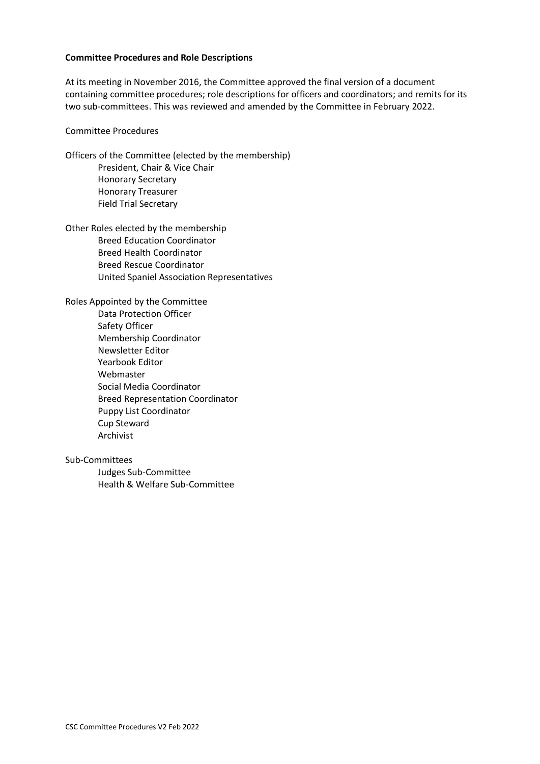**Committee Procedures and Role Descriptions**

At its meeting in November 2016, the Committee approved the final version of a document containing committee procedures; role descriptions for officers and coordinators; and remits for its two sub-committees. This was reviewed and amended by the Committee in February 2022.

Committee Procedures

Officers of the Committee (elected by the membership)

- President, Chair & Vice Chair
- Honorary Secretary
- Honorary Treasurer
- Field Trial Secretary

Other Roles elected by the membership

- Breed Education Coordinator
- Breed Health Coordinator
- Breed Rescue Coordinator
- United Spaniel Association Representatives

Roles Appointed by the Committee

- Data Protection Officer
- Safety Officer
- Membership Coordinator
- Newsletter Editor
- Yearbook Editor
- Webmaster
- Social Media Coordinator
- Breed Representation Coordinator
- Puppy List Coordinator
- Cup Steward
- Archivist

Sub-Committees

- Judges Sub-Committee
- Health & Welfare Sub-Committee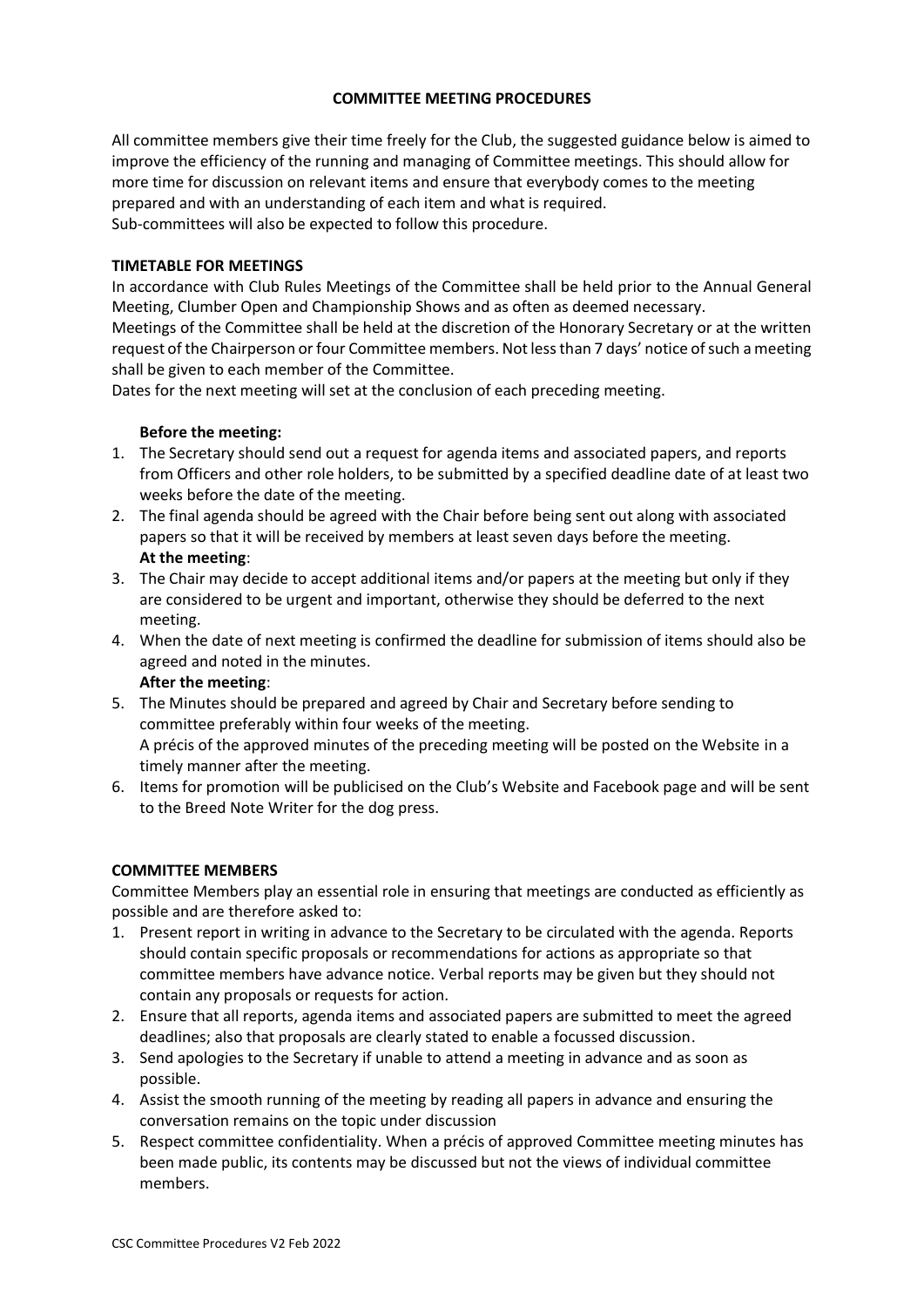# COMMITTEE MEETING PROCEDURES

All committee members give their time freely for the Club, the suggested guidance below is aimed to improve the efficiency of the running and managing of Committee meetings. This should allow for more time for discussion on relevant items and ensure that everybody comes to the meeting prepared and with an understanding of each item and what is required.
Sub-committees will also be expected to follow this procedure.

## TIMETABLE FOR MEETINGS

In accordance with Club Rules Meetings of the Committee shall be held prior to the Annual General Meeting, Clumber Open and Championship Shows and as often as deemed necessary.
Meetings of the Committee shall be held at the discretion of the Honorary Secretary or at the written request of the Chairperson or four Committee members. Not less than 7 days' notice of such a meeting shall be given to each member of the Committee.
Dates for the next meeting will set at the conclusion of each preceding meeting.

**Before the meeting:**

1. The Secretary should send out a request for agenda items and associated papers, and reports from Officers and other role holders, to be submitted by a specified deadline date of at least two weeks before the date of the meeting.
2. The final agenda should be agreed with the Chair before being sent out along with associated papers so that it will be received by members at least seven days before the meeting.

**At the meeting**:

3. The Chair may decide to accept additional items and/or papers at the meeting but only if they are considered to be urgent and important, otherwise they should be deferred to the next meeting.
4. When the date of next meeting is confirmed the deadline for submission of items should also be agreed and noted in the minutes.

**After the meeting**:

5. The Minutes should be prepared and agreed by Chair and Secretary before sending to committee preferably within four weeks of the meeting.
   A précis of the approved minutes of the preceding meeting will be posted on the Website in a timely manner after the meeting.
6. Items for promotion will be publicised on the Club's Website and Facebook page and will be sent to the Breed Note Writer for the dog press.

## COMMITTEE MEMBERS

Committee Members play an essential role in ensuring that meetings are conducted as efficiently as possible and are therefore asked to:

1. Present report in writing in advance to the Secretary to be circulated with the agenda. Reports should contain specific proposals or recommendations for actions as appropriate so that committee members have advance notice. Verbal reports may be given but they should not contain any proposals or requests for action.
2. Ensure that all reports, agenda items and associated papers are submitted to meet the agreed deadlines; also that proposals are clearly stated to enable a focussed discussion.
3. Send apologies to the Secretary if unable to attend a meeting in advance and as soon as possible.
4. Assist the smooth running of the meeting by reading all papers in advance and ensuring the conversation remains on the topic under discussion
5. Respect committee confidentiality. When a précis of approved Committee meeting minutes has been made public, its contents may be discussed but not the views of individual committee members.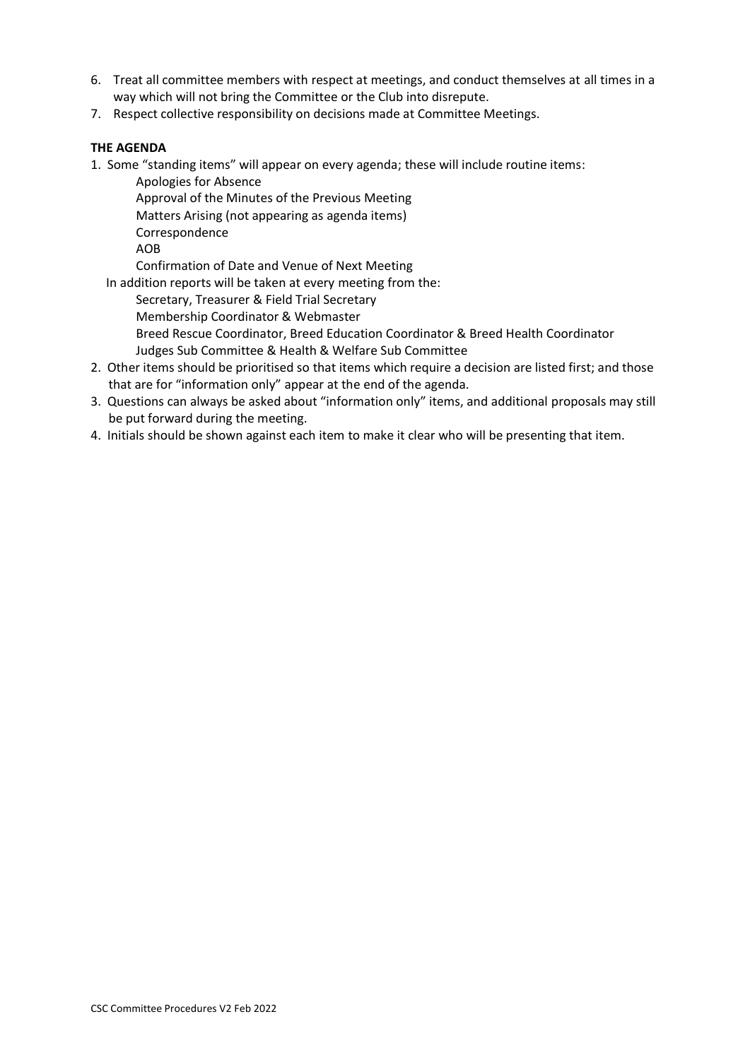6. Treat all committee members with respect at meetings, and conduct themselves at all times in a way which will not bring the Committee or the Club into disrepute.
7. Respect collective responsibility on decisions made at Committee Meetings.

**THE AGENDA**

1. Some "standing items" will appear on every agenda; these will include routine items:

   Apologies for Absence
   Approval of the Minutes of the Previous Meeting
   Matters Arising (not appearing as agenda items)
   Correspondence
   AOB
   Confirmation of Date and Venue of Next Meeting

   In addition reports will be taken at every meeting from the:

   Secretary, Treasurer & Field Trial Secretary
   Membership Coordinator & Webmaster
   Breed Rescue Coordinator, Breed Education Coordinator & Breed Health Coordinator
   Judges Sub Committee & Health & Welfare Sub Committee

2. Other items should be prioritised so that items which require a decision are listed first; and those that are for "information only" appear at the end of the agenda.
3. Questions can always be asked about "information only" items, and additional proposals may still be put forward during the meeting.
4. Initials should be shown against each item to make it clear who will be presenting that item.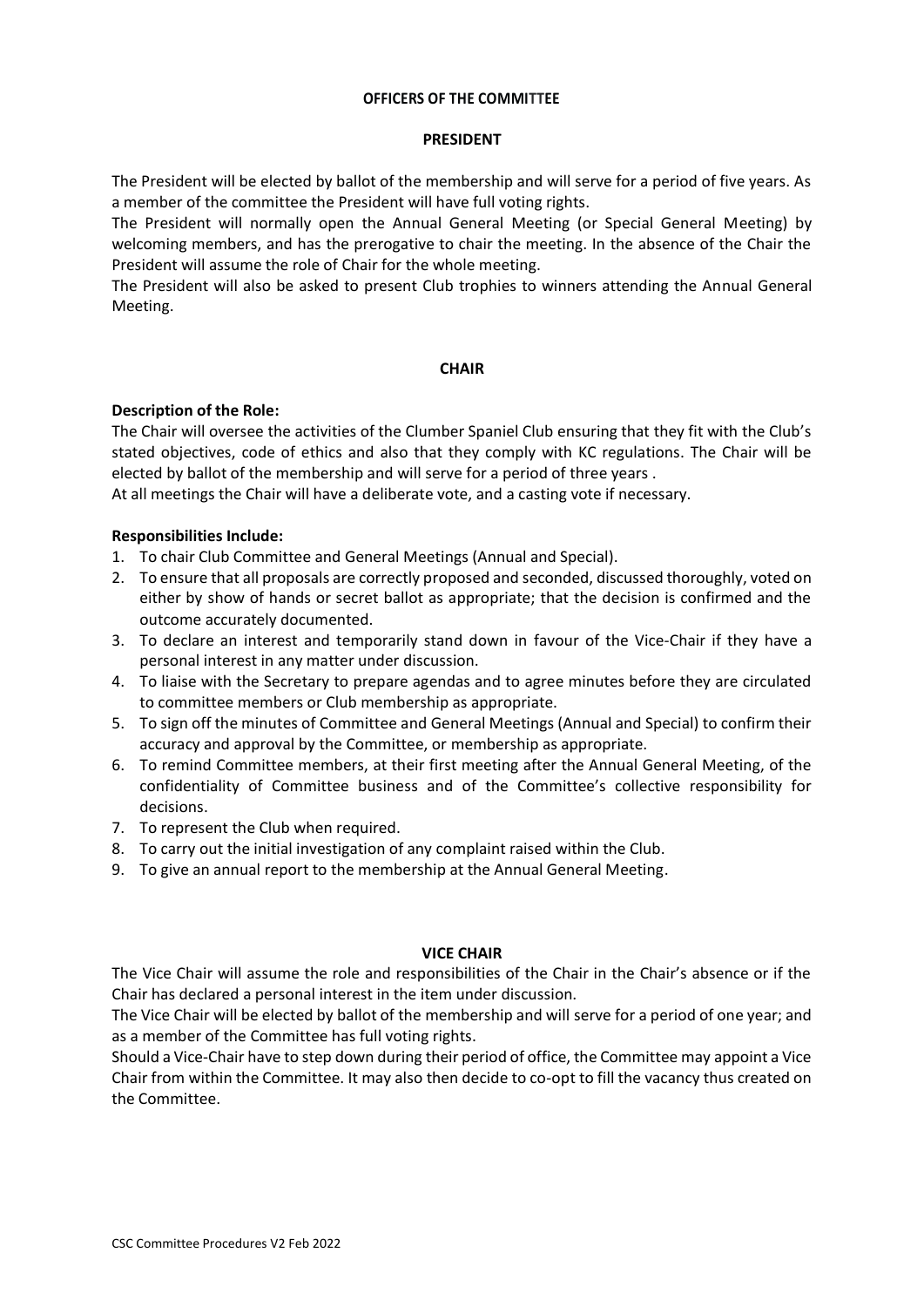## OFFICERS OF THE COMMITTEE

### PRESIDENT

The President will be elected by ballot of the membership and will serve for a period of five years. As a member of the committee the President will have full voting rights.

The President will normally open the Annual General Meeting (or Special General Meeting) by welcoming members, and has the prerogative to chair the meeting. In the absence of the Chair the President will assume the role of Chair for the whole meeting.

The President will also be asked to present Club trophies to winners attending the Annual General Meeting.

### CHAIR

**Description of the Role:**

The Chair will oversee the activities of the Clumber Spaniel Club ensuring that they fit with the Club's stated objectives, code of ethics and also that they comply with KC regulations. The Chair will be elected by ballot of the membership and will serve for a period of three years .

At all meetings the Chair will have a deliberate vote, and a casting vote if necessary.

**Responsibilities Include:**

1. To chair Club Committee and General Meetings (Annual and Special).
2. To ensure that all proposals are correctly proposed and seconded, discussed thoroughly, voted on either by show of hands or secret ballot as appropriate; that the decision is confirmed and the outcome accurately documented.
3. To declare an interest and temporarily stand down in favour of the Vice-Chair if they have a personal interest in any matter under discussion.
4. To liaise with the Secretary to prepare agendas and to agree minutes before they are circulated to committee members or Club membership as appropriate.
5. To sign off the minutes of Committee and General Meetings (Annual and Special) to confirm their accuracy and approval by the Committee, or membership as appropriate.
6. To remind Committee members, at their first meeting after the Annual General Meeting, of the confidentiality of Committee business and of the Committee's collective responsibility for decisions.
7. To represent the Club when required.
8. To carry out the initial investigation of any complaint raised within the Club.
9. To give an annual report to the membership at the Annual General Meeting.

### VICE CHAIR

The Vice Chair will assume the role and responsibilities of the Chair in the Chair's absence or if the Chair has declared a personal interest in the item under discussion.

The Vice Chair will be elected by ballot of the membership and will serve for a period of one year; and as a member of the Committee has full voting rights.

Should a Vice-Chair have to step down during their period of office, the Committee may appoint a Vice Chair from within the Committee. It may also then decide to co-opt to fill the vacancy thus created on the Committee.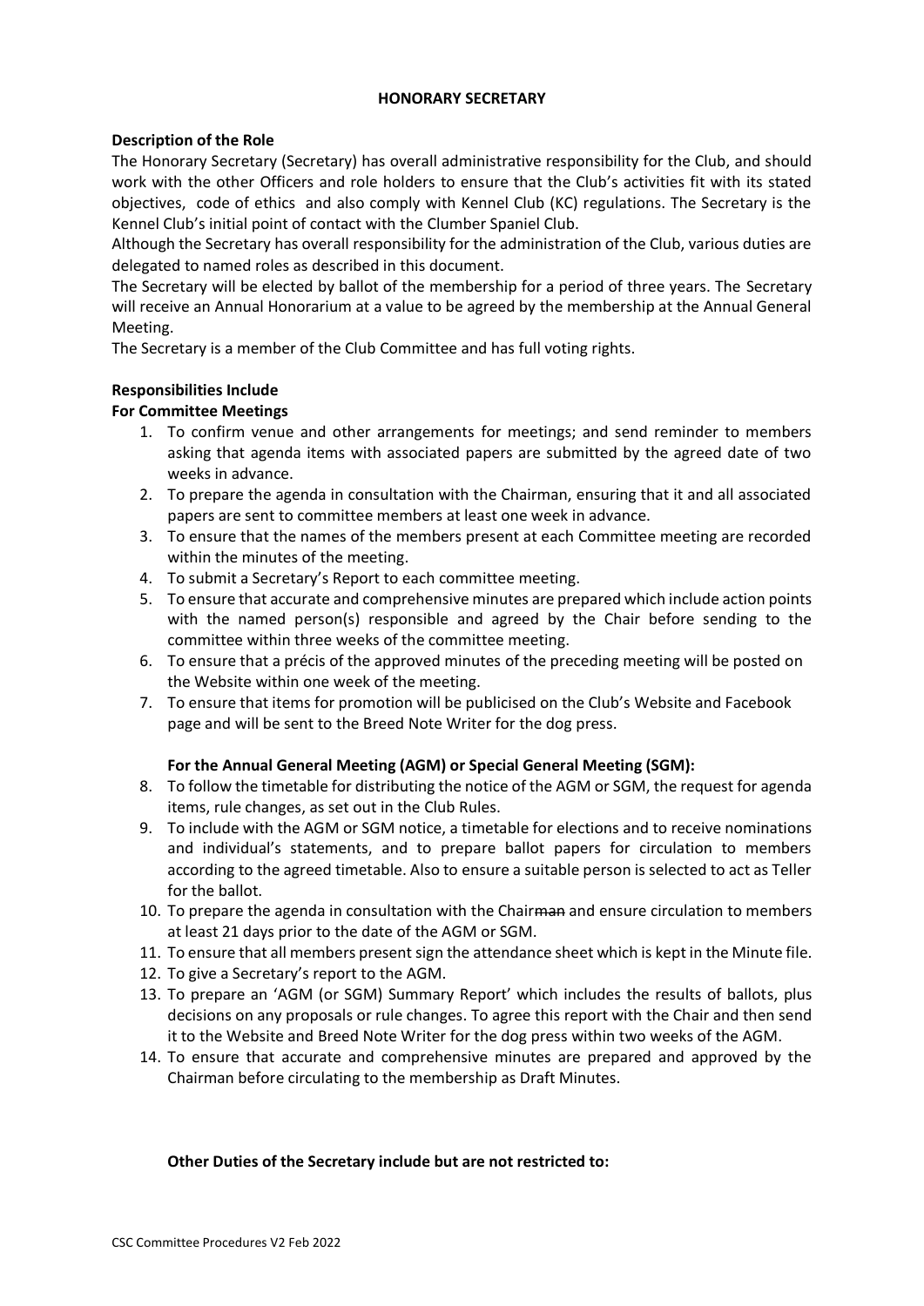## HONORARY SECRETARY

### Description of the Role

The Honorary Secretary (Secretary) has overall administrative responsibility for the Club, and should work with the other Officers and role holders to ensure that the Club's activities fit with its stated objectives, code of ethics and also comply with Kennel Club (KC) regulations. The Secretary is the Kennel Club's initial point of contact with the Clumber Spaniel Club.

Although the Secretary has overall responsibility for the administration of the Club, various duties are delegated to named roles as described in this document.

The Secretary will be elected by ballot of the membership for a period of three years. The Secretary will receive an Annual Honorarium at a value to be agreed by the membership at the Annual General Meeting.

The Secretary is a member of the Club Committee and has full voting rights.

### Responsibilities Include

**For Committee Meetings**

1. To confirm venue and other arrangements for meetings; and send reminder to members asking that agenda items with associated papers are submitted by the agreed date of two weeks in advance.
2. To prepare the agenda in consultation with the Chairman, ensuring that it and all associated papers are sent to committee members at least one week in advance.
3. To ensure that the names of the members present at each Committee meeting are recorded within the minutes of the meeting.
4. To submit a Secretary's Report to each committee meeting.
5. To ensure that accurate and comprehensive minutes are prepared which include action points with the named person(s) responsible and agreed by the Chair before sending to the committee within three weeks of the committee meeting.
6. To ensure that a précis of the approved minutes of the preceding meeting will be posted on the Website within one week of the meeting.
7. To ensure that items for promotion will be publicised on the Club's Website and Facebook page and will be sent to the Breed Note Writer for the dog press.

**For the Annual General Meeting (AGM) or Special General Meeting (SGM):**

8. To follow the timetable for distributing the notice of the AGM or SGM, the request for agenda items, rule changes, as set out in the Club Rules.
9. To include with the AGM or SGM notice, a timetable for elections and to receive nominations and individual's statements, and to prepare ballot papers for circulation to members according to the agreed timetable. Also to ensure a suitable person is selected to act as Teller for the ballot.
10. To prepare the agenda in consultation with the Chair~~man~~ and ensure circulation to members at least 21 days prior to the date of the AGM or SGM.
11. To ensure that all members present sign the attendance sheet which is kept in the Minute file.
12. To give a Secretary's report to the AGM.
13. To prepare an 'AGM (or SGM) Summary Report' which includes the results of ballots, plus decisions on any proposals or rule changes. To agree this report with the Chair and then send it to the Website and Breed Note Writer for the dog press within two weeks of the AGM.
14. To ensure that accurate and comprehensive minutes are prepared and approved by the Chairman before circulating to the membership as Draft Minutes.

**Other Duties of the Secretary include but are not restricted to:**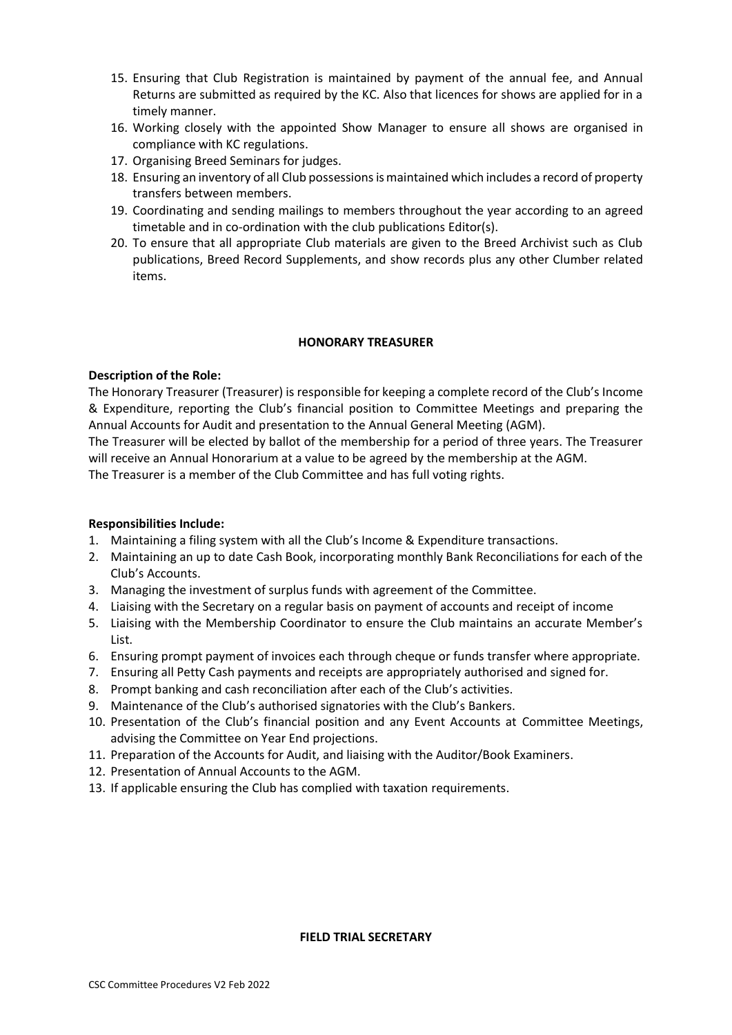15. Ensuring that Club Registration is maintained by payment of the annual fee, and Annual Returns are submitted as required by the KC. Also that licences for shows are applied for in a timely manner.
16. Working closely with the appointed Show Manager to ensure all shows are organised in compliance with KC regulations.
17. Organising Breed Seminars for judges.
18. Ensuring an inventory of all Club possessions is maintained which includes a record of property transfers between members.
19. Coordinating and sending mailings to members throughout the year according to an agreed timetable and in co-ordination with the club publications Editor(s).
20. To ensure that all appropriate Club materials are given to the Breed Archivist such as Club publications, Breed Record Supplements, and show records plus any other Clumber related items.

## HONORARY TREASURER

**Description of the Role:**

The Honorary Treasurer (Treasurer) is responsible for keeping a complete record of the Club's Income & Expenditure, reporting the Club's financial position to Committee Meetings and preparing the Annual Accounts for Audit and presentation to the Annual General Meeting (AGM).

The Treasurer will be elected by ballot of the membership for a period of three years. The Treasurer will receive an Annual Honorarium at a value to be agreed by the membership at the AGM.

The Treasurer is a member of the Club Committee and has full voting rights.

**Responsibilities Include:**

1. Maintaining a filing system with all the Club's Income & Expenditure transactions.
2. Maintaining an up to date Cash Book, incorporating monthly Bank Reconciliations for each of the Club's Accounts.
3. Managing the investment of surplus funds with agreement of the Committee.
4. Liaising with the Secretary on a regular basis on payment of accounts and receipt of income
5. Liaising with the Membership Coordinator to ensure the Club maintains an accurate Member's List.
6. Ensuring prompt payment of invoices each through cheque or funds transfer where appropriate.
7. Ensuring all Petty Cash payments and receipts are appropriately authorised and signed for.
8. Prompt banking and cash reconciliation after each of the Club's activities.
9. Maintenance of the Club's authorised signatories with the Club's Bankers.
10. Presentation of the Club's financial position and any Event Accounts at Committee Meetings, advising the Committee on Year End projections.
11. Preparation of the Accounts for Audit, and liaising with the Auditor/Book Examiners.
12. Presentation of Annual Accounts to the AGM.
13. If applicable ensuring the Club has complied with taxation requirements.

## FIELD TRIAL SECRETARY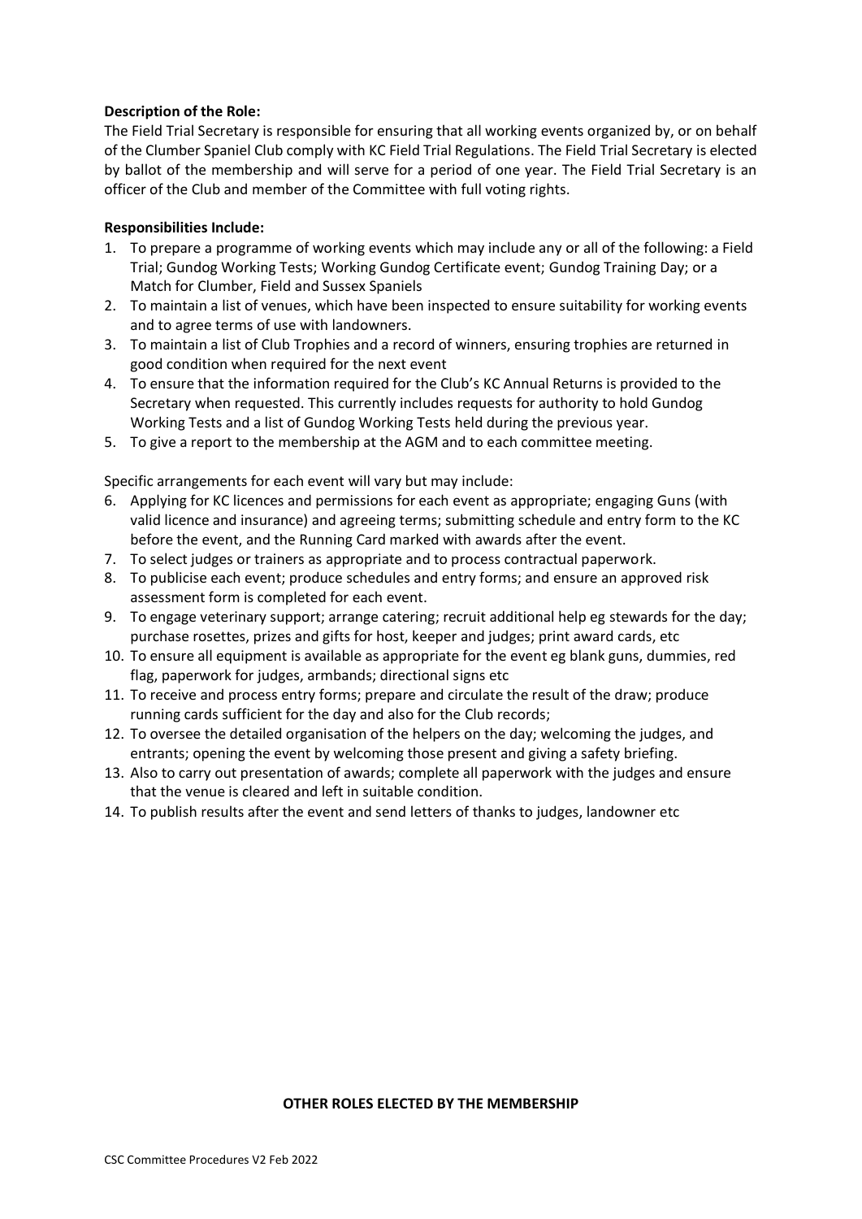**Description of the Role:**

The Field Trial Secretary is responsible for ensuring that all working events organized by, or on behalf of the Clumber Spaniel Club comply with KC Field Trial Regulations. The Field Trial Secretary is elected by ballot of the membership and will serve for a period of one year. The Field Trial Secretary is an officer of the Club and member of the Committee with full voting rights.

**Responsibilities Include:**

1. To prepare a programme of working events which may include any or all of the following: a Field Trial; Gundog Working Tests; Working Gundog Certificate event; Gundog Training Day; or a Match for Clumber, Field and Sussex Spaniels
2. To maintain a list of venues, which have been inspected to ensure suitability for working events and to agree terms of use with landowners.
3. To maintain a list of Club Trophies and a record of winners, ensuring trophies are returned in good condition when required for the next event
4. To ensure that the information required for the Club's KC Annual Returns is provided to the Secretary when requested. This currently includes requests for authority to hold Gundog Working Tests and a list of Gundog Working Tests held during the previous year.
5. To give a report to the membership at the AGM and to each committee meeting.

Specific arrangements for each event will vary but may include:

6. Applying for KC licences and permissions for each event as appropriate; engaging Guns (with valid licence and insurance) and agreeing terms; submitting schedule and entry form to the KC before the event, and the Running Card marked with awards after the event.
7. To select judges or trainers as appropriate and to process contractual paperwork.
8. To publicise each event; produce schedules and entry forms; and ensure an approved risk assessment form is completed for each event.
9. To engage veterinary support; arrange catering; recruit additional help eg stewards for the day; purchase rosettes, prizes and gifts for host, keeper and judges; print award cards, etc
10. To ensure all equipment is available as appropriate for the event eg blank guns, dummies, red flag, paperwork for judges, armbands; directional signs etc
11. To receive and process entry forms; prepare and circulate the result of the draw; produce running cards sufficient for the day and also for the Club records;
12. To oversee the detailed organisation of the helpers on the day; welcoming the judges, and entrants; opening the event by welcoming those present and giving a safety briefing.
13. Also to carry out presentation of awards; complete all paperwork with the judges and ensure that the venue is cleared and left in suitable condition.
14. To publish results after the event and send letters of thanks to judges, landowner etc

**OTHER ROLES ELECTED BY THE MEMBERSHIP**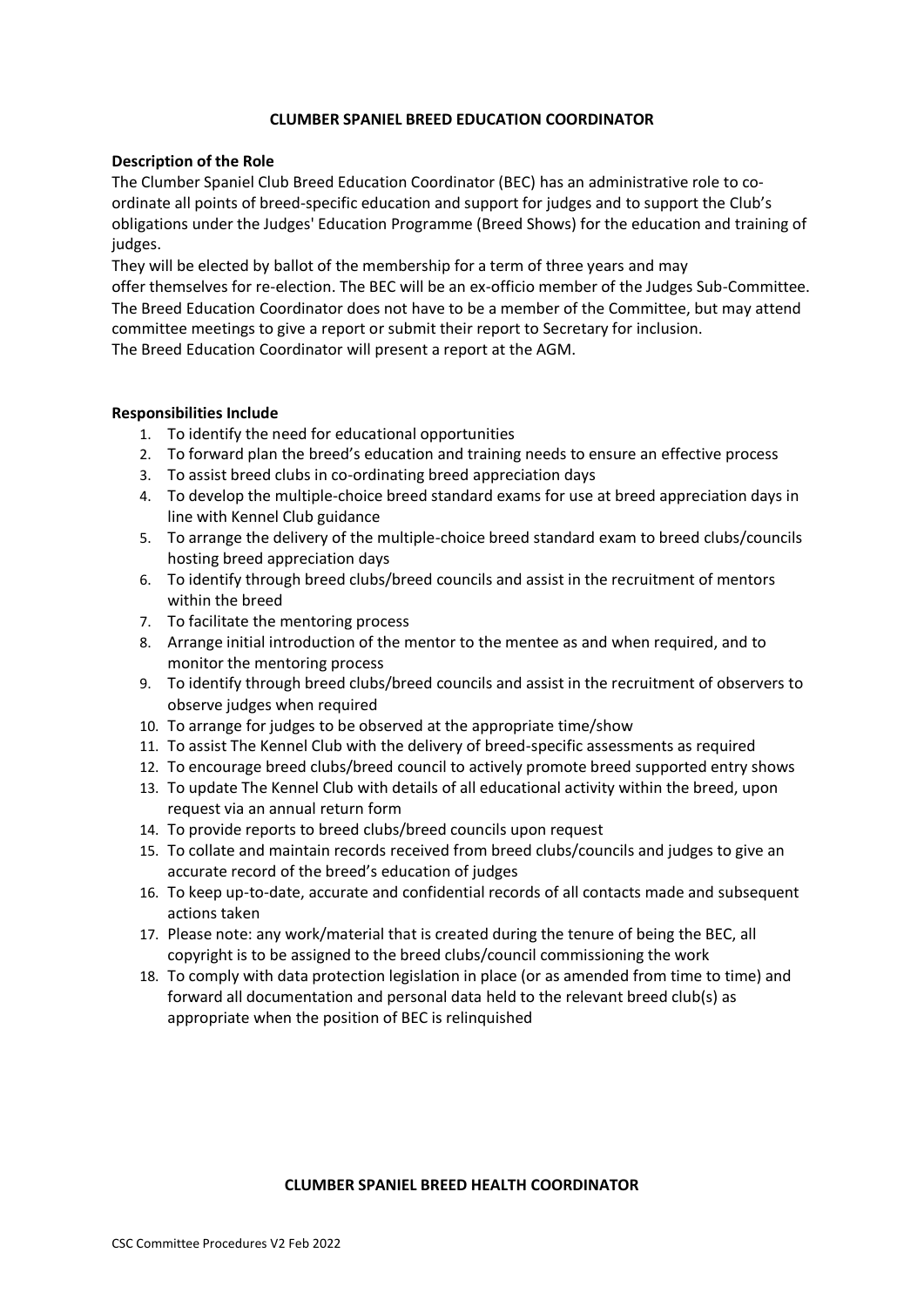## CLUMBER SPANIEL BREED EDUCATION COORDINATOR

**Description of the Role**

The Clumber Spaniel Club Breed Education Coordinator (BEC) has an administrative role to co-ordinate all points of breed-specific education and support for judges and to support the Club's obligations under the Judges' Education Programme (Breed Shows) for the education and training of judges.

They will be elected by ballot of the membership for a term of three years and may offer themselves for re-election. The BEC will be an ex-officio member of the Judges Sub-Committee. The Breed Education Coordinator does not have to be a member of the Committee, but may attend committee meetings to give a report or submit their report to Secretary for inclusion.

The Breed Education Coordinator will present a report at the AGM.

**Responsibilities Include**

1. To identify the need for educational opportunities
2. To forward plan the breed's education and training needs to ensure an effective process
3. To assist breed clubs in co-ordinating breed appreciation days
4. To develop the multiple-choice breed standard exams for use at breed appreciation days in line with Kennel Club guidance
5. To arrange the delivery of the multiple-choice breed standard exam to breed clubs/councils hosting breed appreciation days
6. To identify through breed clubs/breed councils and assist in the recruitment of mentors within the breed
7. To facilitate the mentoring process
8. Arrange initial introduction of the mentor to the mentee as and when required, and to monitor the mentoring process
9. To identify through breed clubs/breed councils and assist in the recruitment of observers to observe judges when required
10. To arrange for judges to be observed at the appropriate time/show
11. To assist The Kennel Club with the delivery of breed-specific assessments as required
12. To encourage breed clubs/breed council to actively promote breed supported entry shows
13. To update The Kennel Club with details of all educational activity within the breed, upon request via an annual return form
14. To provide reports to breed clubs/breed councils upon request
15. To collate and maintain records received from breed clubs/councils and judges to give an accurate record of the breed's education of judges
16. To keep up-to-date, accurate and confidential records of all contacts made and subsequent actions taken
17. Please note: any work/material that is created during the tenure of being the BEC, all copyright is to be assigned to the breed clubs/council commissioning the work
18. To comply with data protection legislation in place (or as amended from time to time) and forward all documentation and personal data held to the relevant breed club(s) as appropriate when the position of BEC is relinquished

## CLUMBER SPANIEL BREED HEALTH COORDINATOR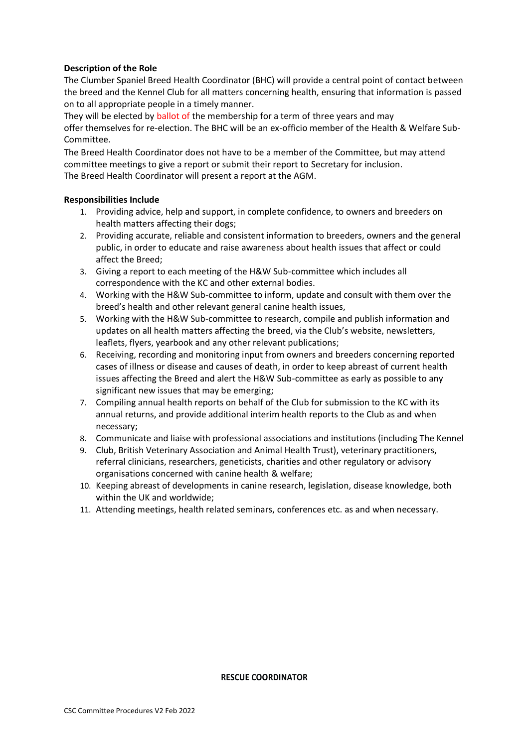**Description of the Role**

The Clumber Spaniel Breed Health Coordinator (BHC) will provide a central point of contact between the breed and the Kennel Club for all matters concerning health, ensuring that information is passed on to all appropriate people in a timely manner.

They will be elected by ballot of the membership for a term of three years and may offer themselves for re-election. The BHC will be an ex-officio member of the Health & Welfare Sub-Committee.

The Breed Health Coordinator does not have to be a member of the Committee, but may attend committee meetings to give a report or submit their report to Secretary for inclusion.

The Breed Health Coordinator will present a report at the AGM.

**Responsibilities Include**

1. Providing advice, help and support, in complete confidence, to owners and breeders on health matters affecting their dogs;
2. Providing accurate, reliable and consistent information to breeders, owners and the general public, in order to educate and raise awareness about health issues that affect or could affect the Breed;
3. Giving a report to each meeting of the H&W Sub-committee which includes all correspondence with the KC and other external bodies.
4. Working with the H&W Sub-committee to inform, update and consult with them over the breed's health and other relevant general canine health issues,
5. Working with the H&W Sub-committee to research, compile and publish information and updates on all health matters affecting the breed, via the Club's website, newsletters, leaflets, flyers, yearbook and any other relevant publications;
6. Receiving, recording and monitoring input from owners and breeders concerning reported cases of illness or disease and causes of death, in order to keep abreast of current health issues affecting the Breed and alert the H&W Sub-committee as early as possible to any significant new issues that may be emerging;
7. Compiling annual health reports on behalf of the Club for submission to the KC with its annual returns, and provide additional interim health reports to the Club as and when necessary;
8. Communicate and liaise with professional associations and institutions (including The Kennel
9. Club, British Veterinary Association and Animal Health Trust), veterinary practitioners, referral clinicians, researchers, geneticists, charities and other regulatory or advisory organisations concerned with canine health & welfare;
10. Keeping abreast of developments in canine research, legislation, disease knowledge, both within the UK and worldwide;
11. Attending meetings, health related seminars, conferences etc. as and when necessary.

**RESCUE COORDINATOR**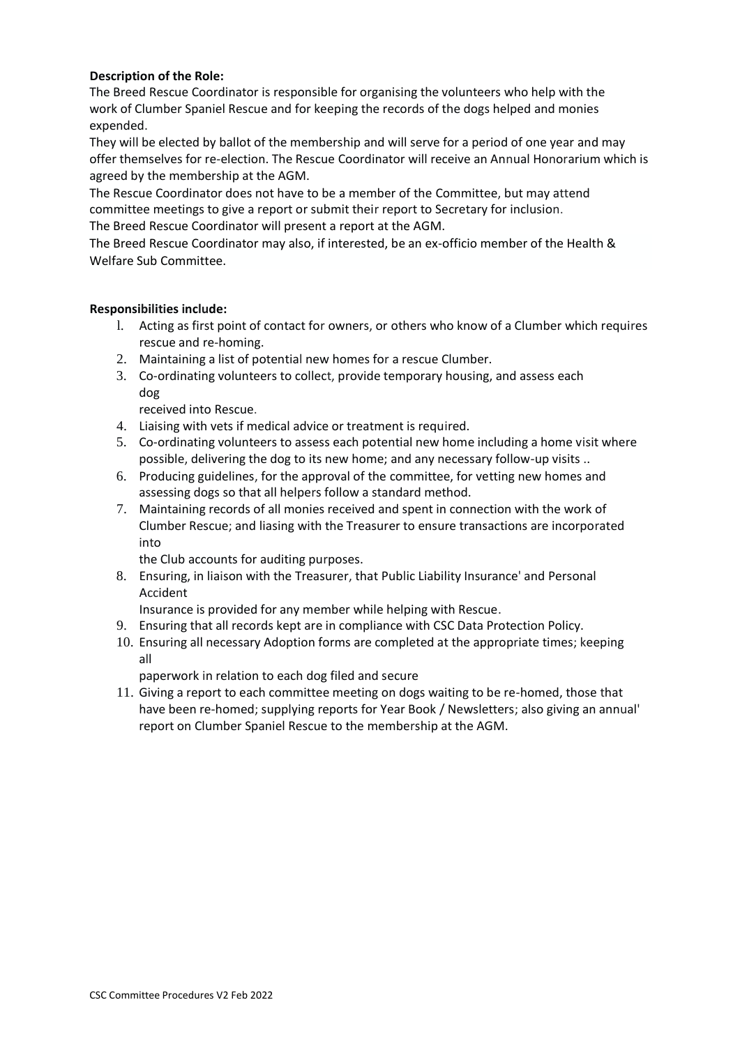**Description of the Role:**

The Breed Rescue Coordinator is responsible for organising the volunteers who help with the work of Clumber Spaniel Rescue and for keeping the records of the dogs helped and monies expended.

They will be elected by ballot of the membership and will serve for a period of one year and may offer themselves for re-election. The Rescue Coordinator will receive an Annual Honorarium which is agreed by the membership at the AGM.

The Rescue Coordinator does not have to be a member of the Committee, but may attend committee meetings to give a report or submit their report to Secretary for inclusion.

The Breed Rescue Coordinator will present a report at the AGM.

The Breed Rescue Coordinator may also, if interested, be an ex-officio member of the Health & Welfare Sub Committee.

**Responsibilities include:**

1. Acting as first point of contact for owners, or others who know of a Clumber which requires rescue and re-homing.
2. Maintaining a list of potential new homes for a rescue Clumber.
3. Co-ordinating volunteers to collect, provide temporary housing, and assess each dog received into Rescue.
4. Liaising with vets if medical advice or treatment is required.
5. Co-ordinating volunteers to assess each potential new home including a home visit where possible, delivering the dog to its new home; and any necessary follow-up visits ..
6. Producing guidelines, for the approval of the committee, for vetting new homes and assessing dogs so that all helpers follow a standard method.
7. Maintaining records of all monies received and spent in connection with the work of Clumber Rescue; and liasing with the Treasurer to ensure transactions are incorporated into the Club accounts for auditing purposes.
8. Ensuring, in liaison with the Treasurer, that Public Liability Insurance' and Personal Accident Insurance is provided for any member while helping with Rescue.
9. Ensuring that all records kept are in compliance with CSC Data Protection Policy.
10. Ensuring all necessary Adoption forms are completed at the appropriate times; keeping all paperwork in relation to each dog filed and secure
11. Giving a report to each committee meeting on dogs waiting to be re-homed, those that have been re-homed; supplying reports for Year Book / Newsletters; also giving an annual' report on Clumber Spaniel Rescue to the membership at the AGM.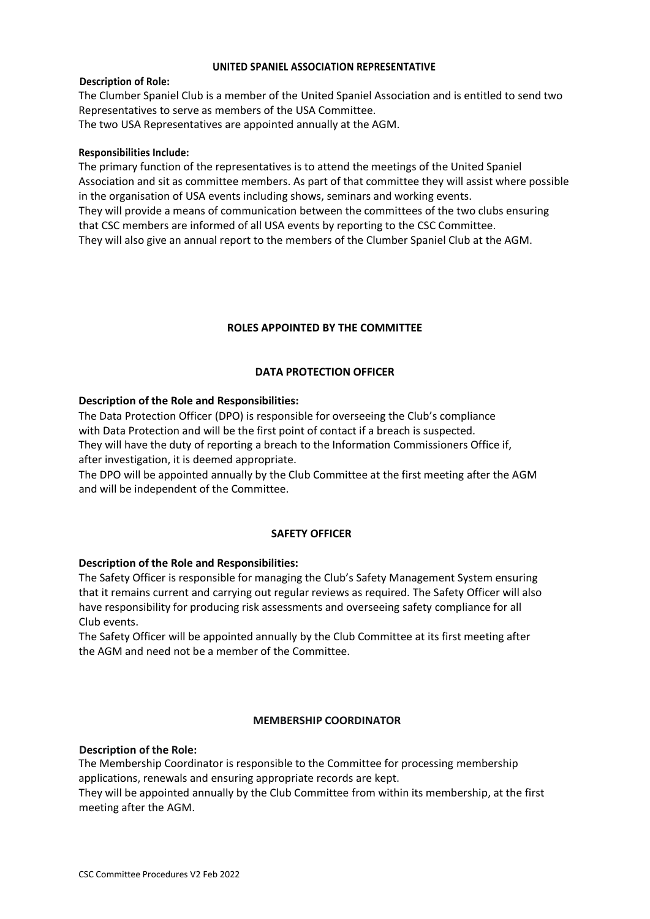### UNITED SPANIEL ASSOCIATION REPRESENTATIVE

**Description of Role:**

The Clumber Spaniel Club is a member of the United Spaniel Association and is entitled to send two Representatives to serve as members of the USA Committee.
The two USA Representatives are appointed annually at the AGM.

**Responsibilities Include:**

The primary function of the representatives is to attend the meetings of the United Spaniel Association and sit as committee members. As part of that committee they will assist where possible in the organisation of USA events including shows, seminars and working events.
They will provide a means of communication between the committees of the two clubs ensuring that CSC members are informed of all USA events by reporting to the CSC Committee.
They will also give an annual report to the members of the Clumber Spaniel Club at the AGM.

## ROLES APPOINTED BY THE COMMITTEE

### DATA PROTECTION OFFICER

**Description of the Role and Responsibilities:**

The Data Protection Officer (DPO) is responsible for overseeing the Club's compliance with Data Protection and will be the first point of contact if a breach is suspected.
They will have the duty of reporting a breach to the Information Commissioners Office if, after investigation, it is deemed appropriate.
The DPO will be appointed annually by the Club Committee at the first meeting after the AGM and will be independent of the Committee.

### SAFETY OFFICER

**Description of the Role and Responsibilities:**

The Safety Officer is responsible for managing the Club's Safety Management System ensuring that it remains current and carrying out regular reviews as required. The Safety Officer will also have responsibility for producing risk assessments and overseeing safety compliance for all Club events.
The Safety Officer will be appointed annually by the Club Committee at its first meeting after the AGM and need not be a member of the Committee.

### MEMBERSHIP COORDINATOR

**Description of the Role:**

The Membership Coordinator is responsible to the Committee for processing membership applications, renewals and ensuring appropriate records are kept.
They will be appointed annually by the Club Committee from within its membership, at the first meeting after the AGM.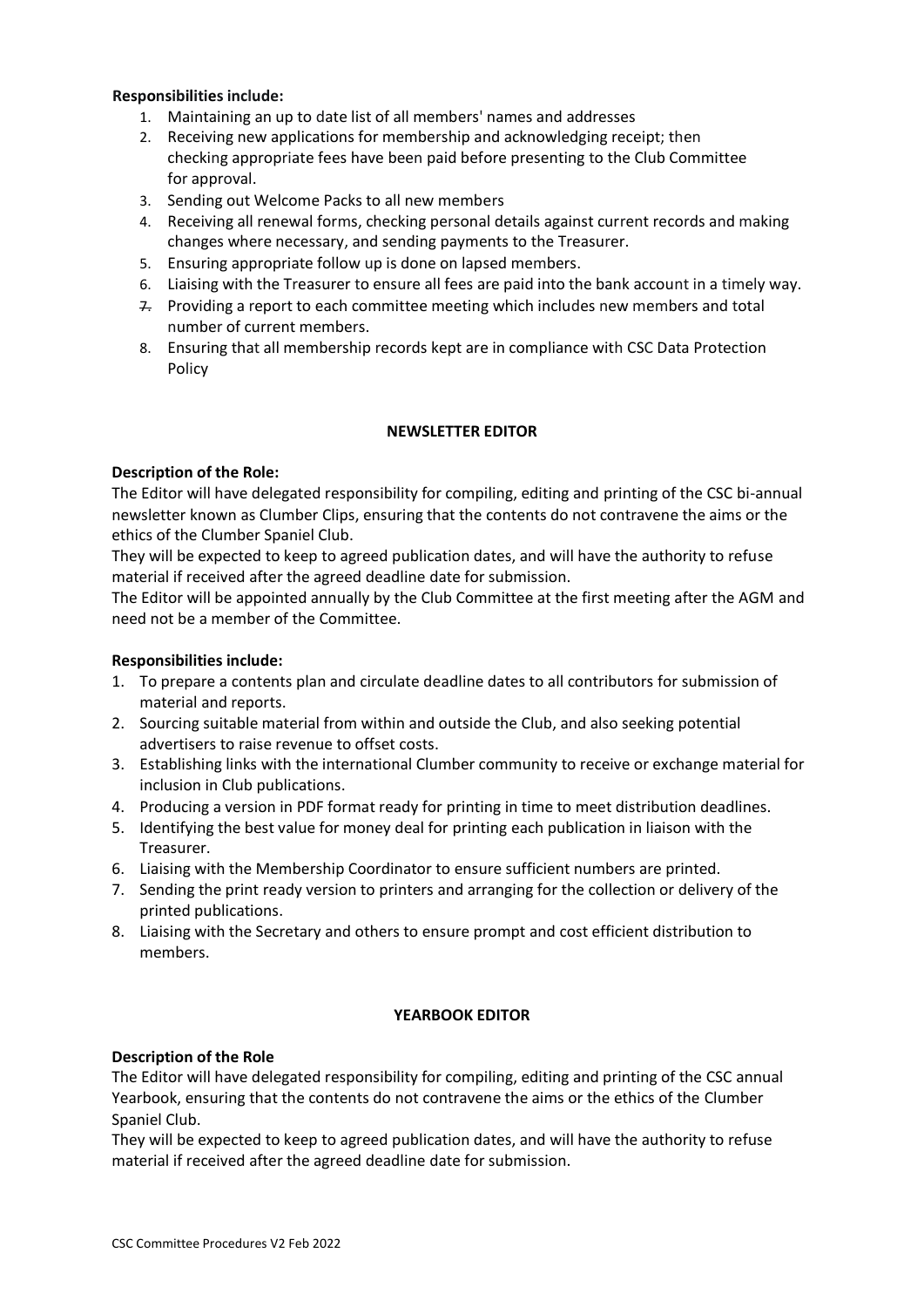**Responsibilities include:**

1. Maintaining an up to date list of all members' names and addresses
2. Receiving new applications for membership and acknowledging receipt; then checking appropriate fees have been paid before presenting to the Club Committee for approval.
3. Sending out Welcome Packs to all new members
4. Receiving all renewal forms, checking personal details against current records and making changes where necessary, and sending payments to the Treasurer.
5. Ensuring appropriate follow up is done on lapsed members.
6. Liaising with the Treasurer to ensure all fees are paid into the bank account in a timely way.
7. Providing a report to each committee meeting which includes new members and total number of current members.
8. Ensuring that all membership records kept are in compliance with CSC Data Protection Policy

## NEWSLETTER EDITOR

**Description of the Role:**

The Editor will have delegated responsibility for compiling, editing and printing of the CSC bi-annual newsletter known as Clumber Clips, ensuring that the contents do not contravene the aims or the ethics of the Clumber Spaniel Club.

They will be expected to keep to agreed publication dates, and will have the authority to refuse material if received after the agreed deadline date for submission.

The Editor will be appointed annually by the Club Committee at the first meeting after the AGM and need not be a member of the Committee.

**Responsibilities include:**

1. To prepare a contents plan and circulate deadline dates to all contributors for submission of material and reports.
2. Sourcing suitable material from within and outside the Club, and also seeking potential advertisers to raise revenue to offset costs.
3. Establishing links with the international Clumber community to receive or exchange material for inclusion in Club publications.
4. Producing a version in PDF format ready for printing in time to meet distribution deadlines.
5. Identifying the best value for money deal for printing each publication in liaison with the Treasurer.
6. Liaising with the Membership Coordinator to ensure sufficient numbers are printed.
7. Sending the print ready version to printers and arranging for the collection or delivery of the printed publications.
8. Liaising with the Secretary and others to ensure prompt and cost efficient distribution to members.

## YEARBOOK EDITOR

**Description of the Role**

The Editor will have delegated responsibility for compiling, editing and printing of the CSC annual Yearbook, ensuring that the contents do not contravene the aims or the ethics of the Clumber Spaniel Club.

They will be expected to keep to agreed publication dates, and will have the authority to refuse material if received after the agreed deadline date for submission.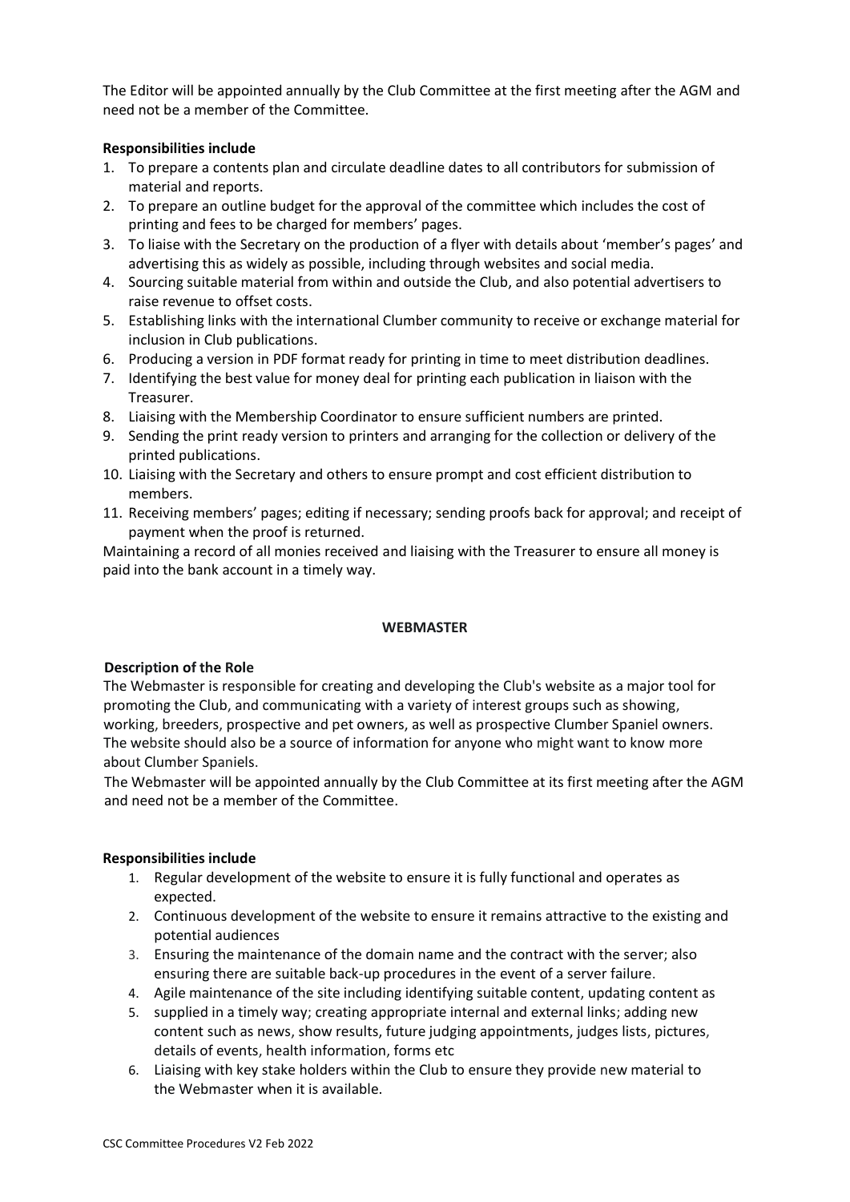The Editor will be appointed annually by the Club Committee at the first meeting after the AGM and need not be a member of the Committee.

**Responsibilities include**

1. To prepare a contents plan and circulate deadline dates to all contributors for submission of material and reports.
2. To prepare an outline budget for the approval of the committee which includes the cost of printing and fees to be charged for members' pages.
3. To liaise with the Secretary on the production of a flyer with details about 'member's pages' and advertising this as widely as possible, including through websites and social media.
4. Sourcing suitable material from within and outside the Club, and also potential advertisers to raise revenue to offset costs.
5. Establishing links with the international Clumber community to receive or exchange material for inclusion in Club publications.
6. Producing a version in PDF format ready for printing in time to meet distribution deadlines.
7. Identifying the best value for money deal for printing each publication in liaison with the Treasurer.
8. Liaising with the Membership Coordinator to ensure sufficient numbers are printed.
9. Sending the print ready version to printers and arranging for the collection or delivery of the printed publications.
10. Liaising with the Secretary and others to ensure prompt and cost efficient distribution to members.
11. Receiving members' pages; editing if necessary; sending proofs back for approval; and receipt of payment when the proof is returned.

Maintaining a record of all monies received and liaising with the Treasurer to ensure all money is paid into the bank account in a timely way.

## WEBMASTER

**Description of the Role**

The Webmaster is responsible for creating and developing the Club's website as a major tool for promoting the Club, and communicating with a variety of interest groups such as showing, working, breeders, prospective and pet owners, as well as prospective Clumber Spaniel owners. The website should also be a source of information for anyone who might want to know more about Clumber Spaniels.

The Webmaster will be appointed annually by the Club Committee at its first meeting after the AGM and need not be a member of the Committee.

**Responsibilities include**

1. Regular development of the website to ensure it is fully functional and operates as expected.
2. Continuous development of the website to ensure it remains attractive to the existing and potential audiences
3. Ensuring the maintenance of the domain name and the contract with the server; also ensuring there are suitable back-up procedures in the event of a server failure.
4. Agile maintenance of the site including identifying suitable content, updating content as
5. supplied in a timely way; creating appropriate internal and external links; adding new content such as news, show results, future judging appointments, judges lists, pictures, details of events, health information, forms etc
6. Liaising with key stake holders within the Club to ensure they provide new material to the Webmaster when it is available.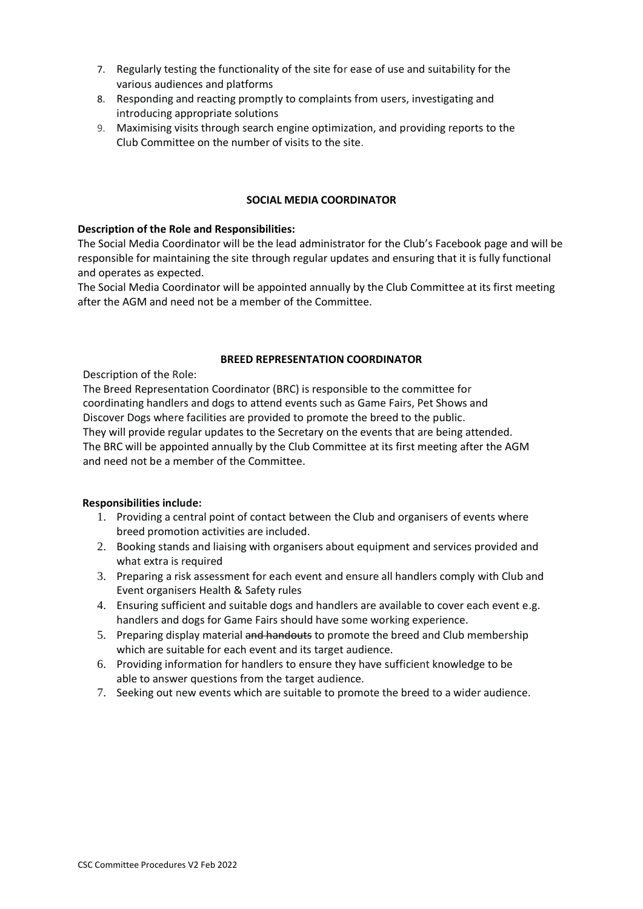7. Regularly testing the functionality of the site for ease of use and suitability for the various audiences and platforms
8. Responding and reacting promptly to complaints from users, investigating and introducing appropriate solutions
9. Maximising visits through search engine optimization, and providing reports to the Club Committee on the number of visits to the site.

## SOCIAL MEDIA COORDINATOR

**Description of the Role and Responsibilities:**

The Social Media Coordinator will be the lead administrator for the Club's Facebook page and will be responsible for maintaining the site through regular updates and ensuring that it is fully functional and operates as expected.

The Social Media Coordinator will be appointed annually by the Club Committee at its first meeting after the AGM and need not be a member of the Committee.

## BREED REPRESENTATION COORDINATOR

Description of the Role:

The Breed Representation Coordinator (BRC) is responsible to the committee for coordinating handlers and dogs to attend events such as Game Fairs, Pet Shows and Discover Dogs where facilities are provided to promote the breed to the public.

They will provide regular updates to the Secretary on the events that are being attended.

The BRC will be appointed annually by the Club Committee at its first meeting after the AGM and need not be a member of the Committee.

**Responsibilities include:**

1. Providing a central point of contact between the Club and organisers of events where breed promotion activities are included.
2. Booking stands and liaising with organisers about equipment and services provided and what extra is required
3. Preparing a risk assessment for each event and ensure all handlers comply with Club and Event organisers Health & Safety rules
4. Ensuring sufficient and suitable dogs and handlers are available to cover each event e.g. handlers and dogs for Game Fairs should have some working experience.
5. Preparing display material ~~and handouts~~ to promote the breed and Club membership which are suitable for each event and its target audience.
6. Providing information for handlers to ensure they have sufficient knowledge to be able to answer questions from the target audience.
7. Seeking out new events which are suitable to promote the breed to a wider audience.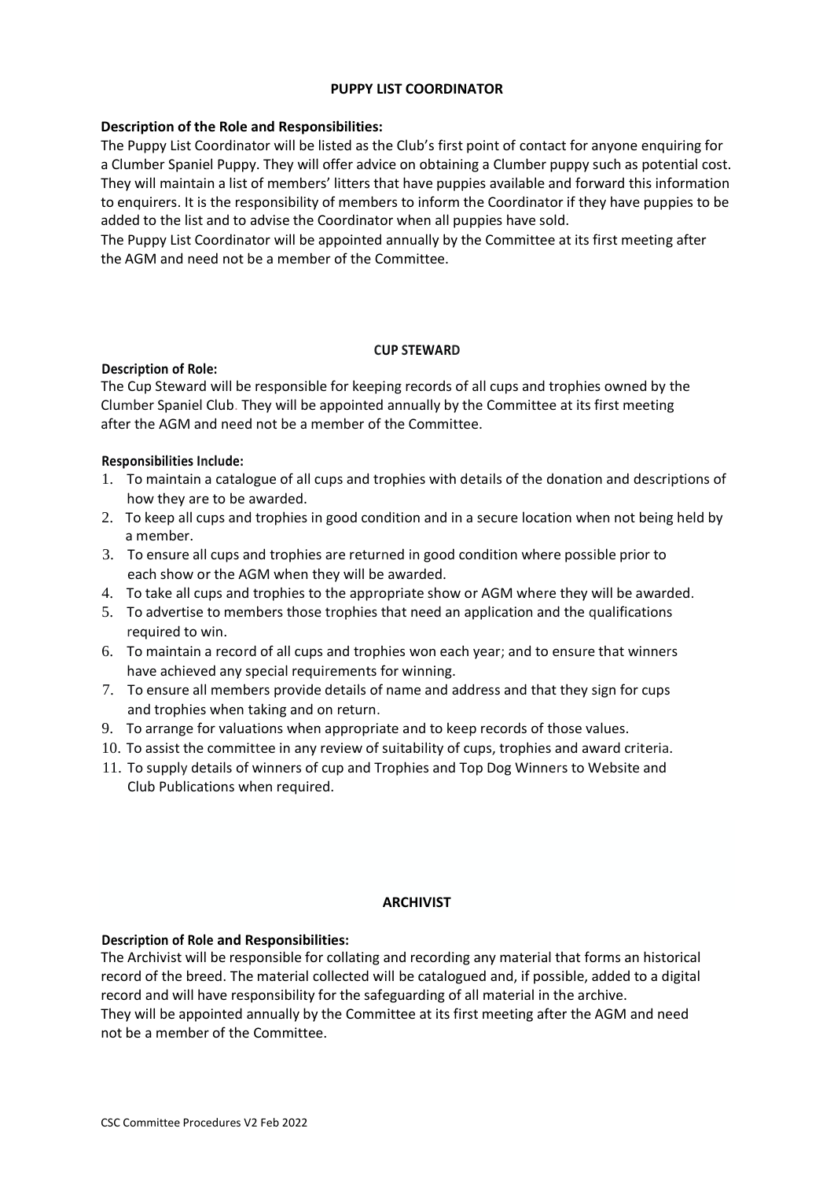## PUPPY LIST COORDINATOR

**Description of the Role and Responsibilities:**

The Puppy List Coordinator will be listed as the Club's first point of contact for anyone enquiring for a Clumber Spaniel Puppy. They will offer advice on obtaining a Clumber puppy such as potential cost. They will maintain a list of members' litters that have puppies available and forward this information to enquirers. It is the responsibility of members to inform the Coordinator if they have puppies to be added to the list and to advise the Coordinator when all puppies have sold.

The Puppy List Coordinator will be appointed annually by the Committee at its first meeting after the AGM and need not be a member of the Committee.

## CUP STEWARD

**Description of Role:**

The Cup Steward will be responsible for keeping records of all cups and trophies owned by the Clumber Spaniel Club. They will be appointed annually by the Committee at its first meeting after the AGM and need not be a member of the Committee.

**Responsibilities Include:**

1. To maintain a catalogue of all cups and trophies with details of the donation and descriptions of how they are to be awarded.
2. To keep all cups and trophies in good condition and in a secure location when not being held by a member.
3. To ensure all cups and trophies are returned in good condition where possible prior to each show or the AGM when they will be awarded.
4. To take all cups and trophies to the appropriate show or AGM where they will be awarded.
5. To advertise to members those trophies that need an application and the qualifications required to win.
6. To maintain a record of all cups and trophies won each year; and to ensure that winners have achieved any special requirements for winning.
7. To ensure all members provide details of name and address and that they sign for cups and trophies when taking and on return.
9. To arrange for valuations when appropriate and to keep records of those values.
10. To assist the committee in any review of suitability of cups, trophies and award criteria.
11. To supply details of winners of cup and Trophies and Top Dog Winners to Website and Club Publications when required.

## ARCHIVIST

**Description of Role and Responsibilities:**

The Archivist will be responsible for collating and recording any material that forms an historical record of the breed. The material collected will be catalogued and, if possible, added to a digital record and will have responsibility for the safeguarding of all material in the archive.

They will be appointed annually by the Committee at its first meeting after the AGM and need not be a member of the Committee.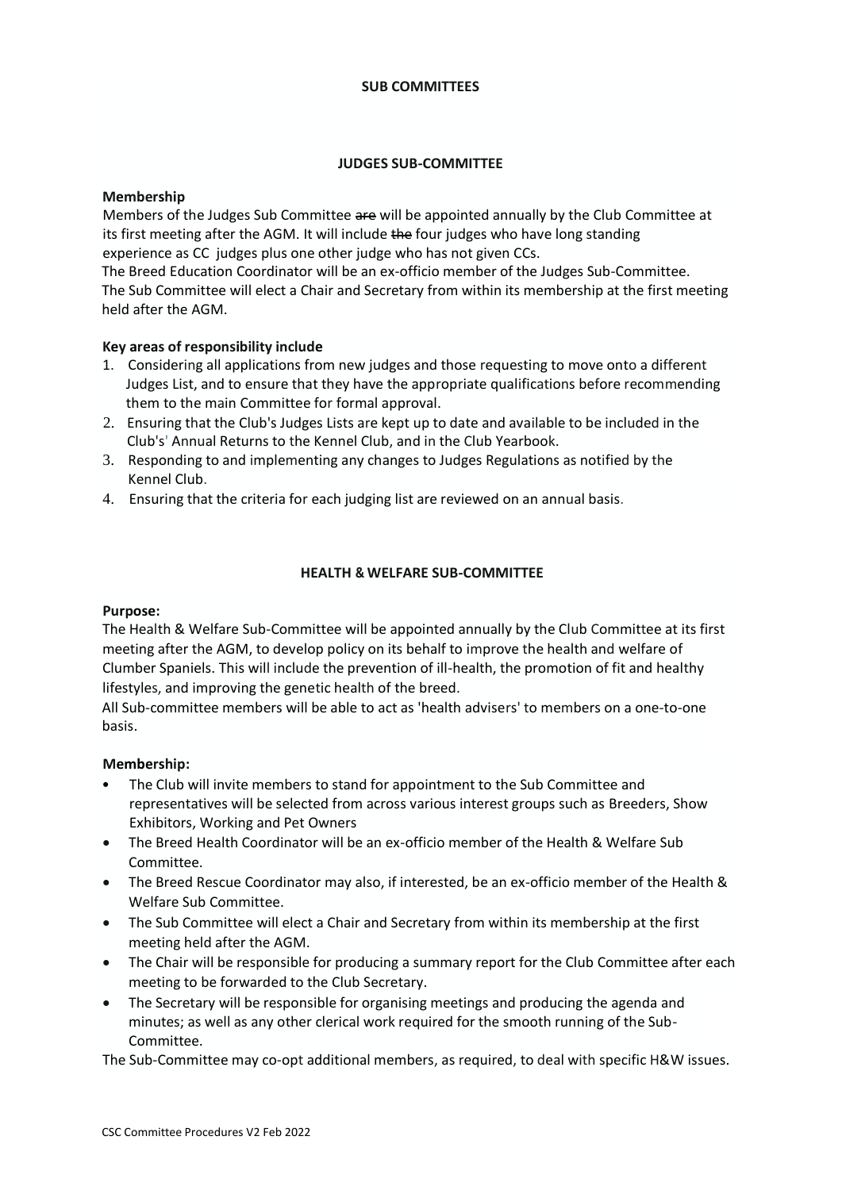## SUB COMMITTEES

### JUDGES SUB-COMMITTEE

**Membership**

Members of the Judges Sub Committee ~~are~~ will be appointed annually by the Club Committee at its first meeting after the AGM. It will include ~~the~~ four judges who have long standing experience as CC judges plus one other judge who has not given CCs.
The Breed Education Coordinator will be an ex-officio member of the Judges Sub-Committee.
The Sub Committee will elect a Chair and Secretary from within its membership at the first meeting held after the AGM.

**Key areas of responsibility include**

1. Considering all applications from new judges and those requesting to move onto a different Judges List, and to ensure that they have the appropriate qualifications before recommending them to the main Committee for formal approval.
2. Ensuring that the Club's Judges Lists are kept up to date and available to be included in the Club's' Annual Returns to the Kennel Club, and in the Club Yearbook.
3. Responding to and implementing any changes to Judges Regulations as notified by the Kennel Club.
4. Ensuring that the criteria for each judging list are reviewed on an annual basis.

### HEALTH & WELFARE SUB-COMMITTEE

**Purpose:**

The Health & Welfare Sub-Committee will be appointed annually by the Club Committee at its first meeting after the AGM, to develop policy on its behalf to improve the health and welfare of Clumber Spaniels. This will include the prevention of ill-health, the promotion of fit and healthy lifestyles, and improving the genetic health of the breed.
All Sub-committee members will be able to act as 'health advisers' to members on a one-to-one basis.

**Membership:**

- The Club will invite members to stand for appointment to the Sub Committee and representatives will be selected from across various interest groups such as Breeders, Show Exhibitors, Working and Pet Owners
- The Breed Health Coordinator will be an ex-officio member of the Health & Welfare Sub Committee.
- The Breed Rescue Coordinator may also, if interested, be an ex-officio member of the Health & Welfare Sub Committee.
- The Sub Committee will elect a Chair and Secretary from within its membership at the first meeting held after the AGM.
- The Chair will be responsible for producing a summary report for the Club Committee after each meeting to be forwarded to the Club Secretary.
- The Secretary will be responsible for organising meetings and producing the agenda and minutes; as well as any other clerical work required for the smooth running of the Sub-Committee.

The Sub-Committee may co-opt additional members, as required, to deal with specific H&W issues.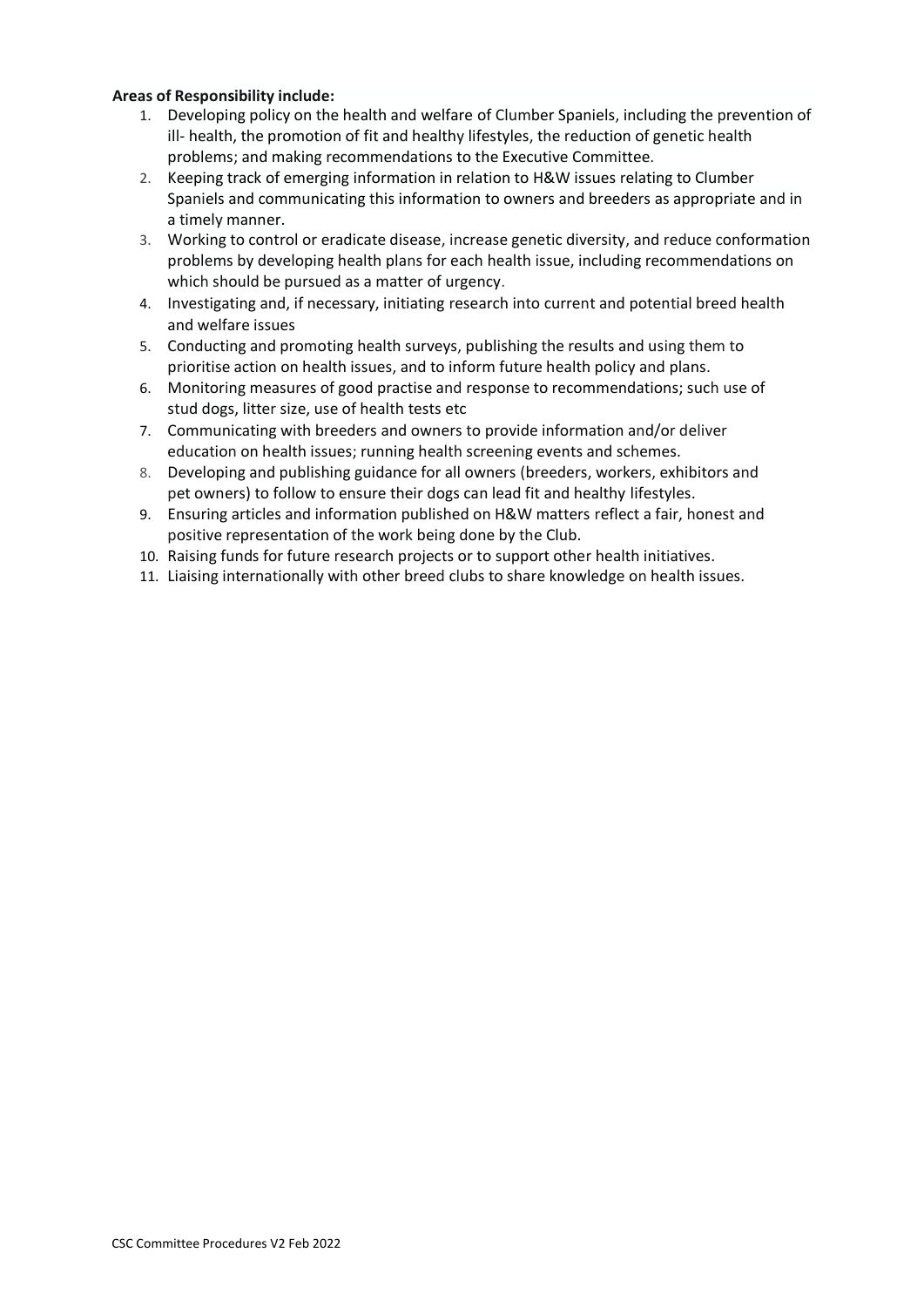**Areas of Responsibility include:**

1. Developing policy on the health and welfare of Clumber Spaniels, including the prevention of ill- health, the promotion of fit and healthy lifestyles, the reduction of genetic health problems; and making recommendations to the Executive Committee.
2. Keeping track of emerging information in relation to H&W issues relating to Clumber Spaniels and communicating this information to owners and breeders as appropriate and in a timely manner.
3. Working to control or eradicate disease, increase genetic diversity, and reduce conformation problems by developing health plans for each health issue, including recommendations on which should be pursued as a matter of urgency.
4. Investigating and, if necessary, initiating research into current and potential breed health and welfare issues
5. Conducting and promoting health surveys, publishing the results and using them to prioritise action on health issues, and to inform future health policy and plans.
6. Monitoring measures of good practise and response to recommendations; such use of stud dogs, litter size, use of health tests etc
7. Communicating with breeders and owners to provide information and/or deliver education on health issues; running health screening events and schemes.
8. Developing and publishing guidance for all owners (breeders, workers, exhibitors and pet owners) to follow to ensure their dogs can lead fit and healthy lifestyles.
9. Ensuring articles and information published on H&W matters reflect a fair, honest and positive representation of the work being done by the Club.
10. Raising funds for future research projects or to support other health initiatives.
11. Liaising internationally with other breed clubs to share knowledge on health issues.